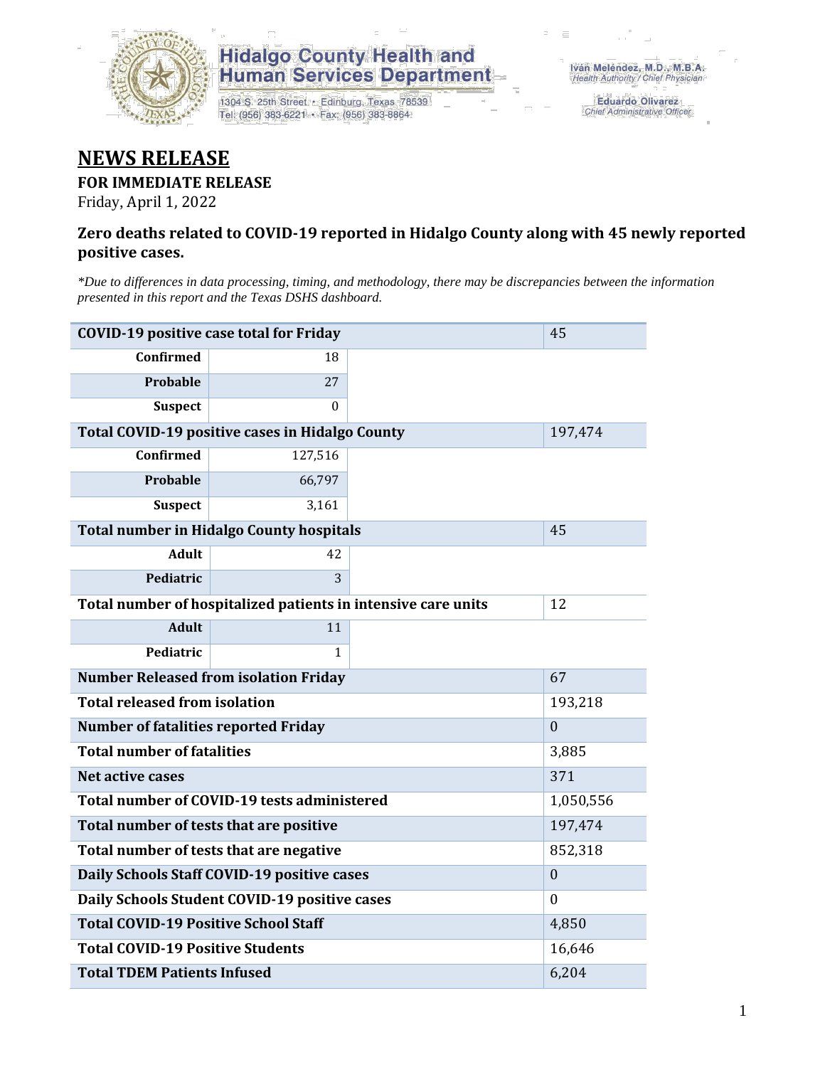Hidalgo County Health and Human Services Department

1304 S. 25th Street • Edinburg, Texas 78539
Tel: (956) 383-6221 • Fax: (956) 383-8864

Iván Meléndez, M.D., M.B.A.
*Health Authority / Chief Physician*

Eduardo Olivarez
*Chief Administrative Officer*

# NEWS RELEASE

**FOR IMMEDIATE RELEASE**

Friday, April 1, 2022

### Zero deaths related to COVID-19 reported in Hidalgo County along with 45 newly reported positive cases.

*\*Due to differences in data processing, timing, and methodology, there may be discrepancies between the information presented in this report and the Texas DSHS dashboard.*

| | | |
|---|---|---|
| **COVID-19 positive case total for Friday** | | 45 |
| **Confirmed** | 18 | |
| **Probable** | 27 | |
| **Suspect** | 0 | |
| **Total COVID-19 positive cases in Hidalgo County** | | 197,474 |
| **Confirmed** | 127,516 | |
| **Probable** | 66,797 | |
| **Suspect** | 3,161 | |
| **Total number in Hidalgo County hospitals** | | 45 |
| **Adult** | 42 | |
| **Pediatric** | 3 | |
| **Total number of hospitalized patients in intensive care units** | | 12 |
| **Adult** | 11 | |
| **Pediatric** | 1 | |
| **Number Released from isolation Friday** | | 67 |
| **Total released from isolation** | | 193,218 |
| **Number of fatalities reported Friday** | | 0 |
| **Total number of fatalities** | | 3,885 |
| **Net active cases** | | 371 |
| **Total number of COVID-19 tests administered** | | 1,050,556 |
| **Total number of tests that are positive** | | 197,474 |
| **Total number of tests that are negative** | | 852,318 |
| **Daily Schools Staff COVID-19 positive cases** | | 0 |
| **Daily Schools Student COVID-19 positive cases** | | 0 |
| **Total COVID-19 Positive School Staff** | | 4,850 |
| **Total COVID-19 Positive Students** | | 16,646 |
| **Total TDEM Patients Infused** | | 6,204 |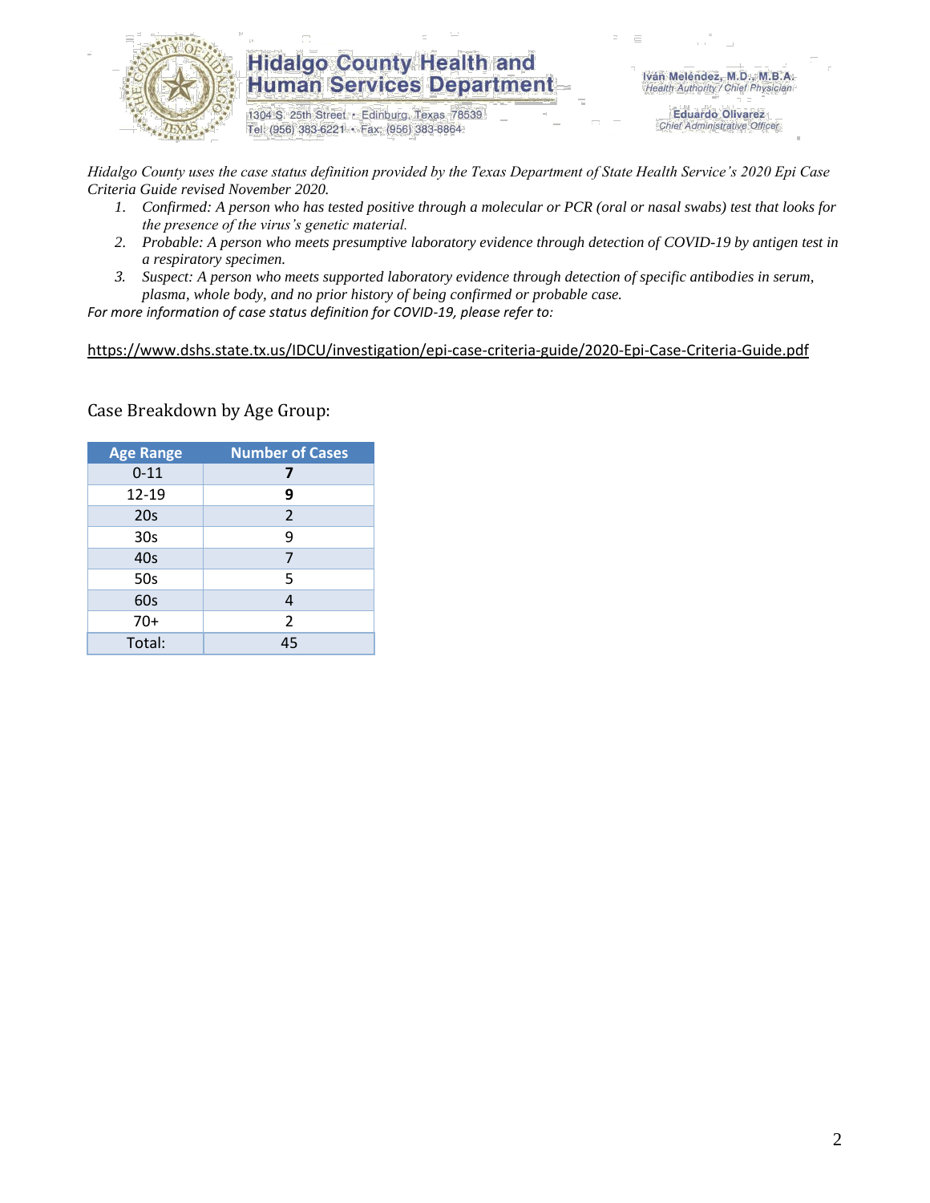*Hidalgo County uses the case status definition provided by the Texas Department of State Health Service's 2020 Epi Case Criteria Guide revised November 2020.*

1. *Confirmed: A person who has tested positive through a molecular or PCR (oral or nasal swabs) test that looks for the presence of the virus's genetic material.*
2. *Probable: A person who meets presumptive laboratory evidence through detection of COVID-19 by antigen test in a respiratory specimen.*
3. *Suspect: A person who meets supported laboratory evidence through detection of specific antibodies in serum, plasma, whole body, and no prior history of being confirmed or probable case.*

*For more information of case status definition for COVID-19, please refer to:*

https://www.dshs.state.tx.us/IDCU/investigation/epi-case-criteria-guide/2020-Epi-Case-Criteria-Guide.pdf

Case Breakdown by Age Group:

| Age Range | Number of Cases |
|---|---|
| 0-11 | **7** |
| 12-19 | **9** |
| 20s | 2 |
| 30s | 9 |
| 40s | 7 |
| 50s | 5 |
| 60s | 4 |
| 70+ | 2 |
| Total: | 45 |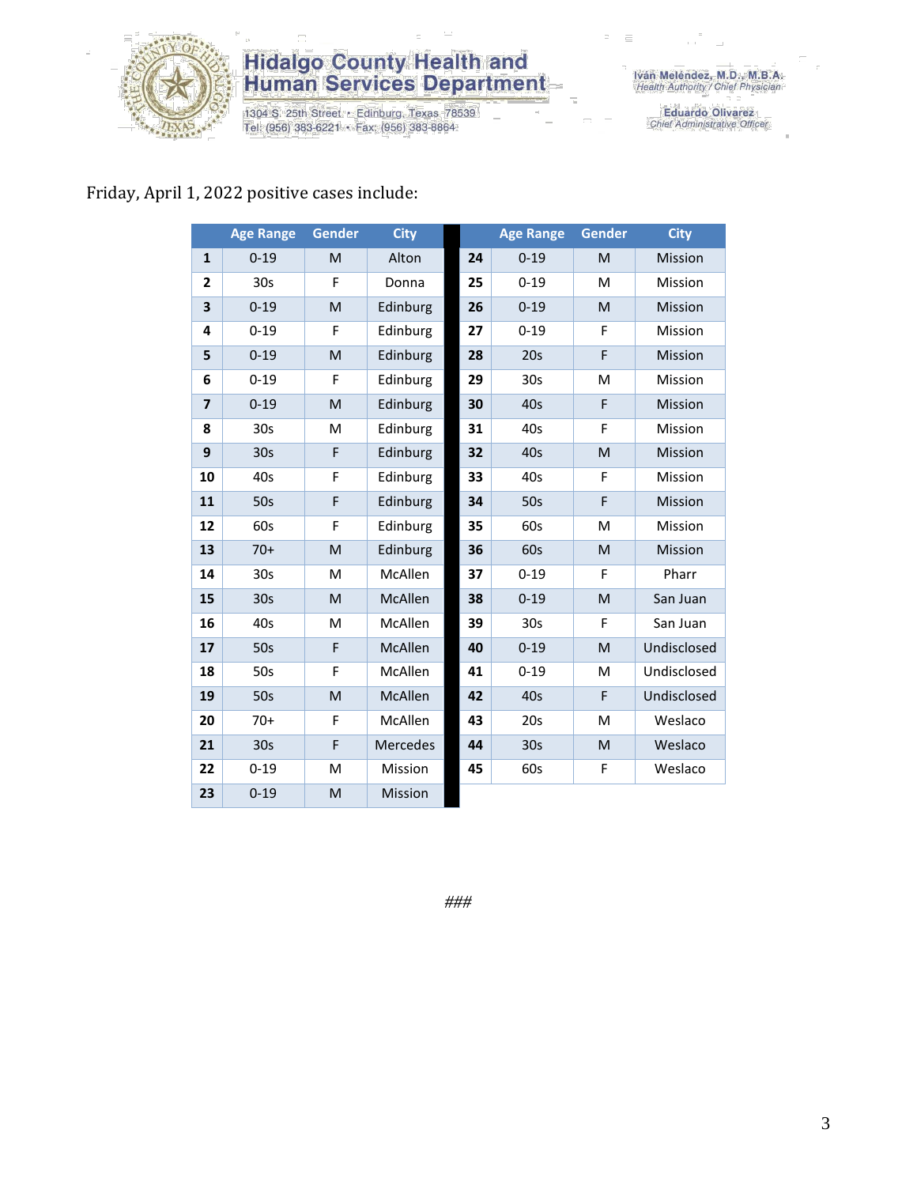Hidalgo County Health and Human Services Department

1304 S. 25th Street • Edinburg, Texas 78539
Tel: (956) 383-6221 • Fax: (956) 383-8864

Iván Meléndez, M.D., M.B.A.
Health Authority / Chief Physician

Eduardo Olivarez
Chief Administrative Officer

Friday, April 1, 2022 positive cases include:

| | Age Range | Gender | City | | Age Range | Gender | City |
|---|---|---|---|---|---|---|---|
| **1** | 0-19 | M | Alton | **24** | 0-19 | M | Mission |
| **2** | 30s | F | Donna | **25** | 0-19 | M | Mission |
| **3** | 0-19 | M | Edinburg | **26** | 0-19 | M | Mission |
| **4** | 0-19 | F | Edinburg | **27** | 0-19 | F | Mission |
| **5** | 0-19 | M | Edinburg | **28** | 20s | F | Mission |
| **6** | 0-19 | F | Edinburg | **29** | 30s | M | Mission |
| **7** | 0-19 | M | Edinburg | **30** | 40s | F | Mission |
| **8** | 30s | M | Edinburg | **31** | 40s | F | Mission |
| **9** | 30s | F | Edinburg | **32** | 40s | M | Mission |
| **10** | 40s | F | Edinburg | **33** | 40s | F | Mission |
| **11** | 50s | F | Edinburg | **34** | 50s | F | Mission |
| **12** | 60s | F | Edinburg | **35** | 60s | M | Mission |
| **13** | 70+ | M | Edinburg | **36** | 60s | M | Mission |
| **14** | 30s | M | McAllen | **37** | 0-19 | F | Pharr |
| **15** | 30s | M | McAllen | **38** | 0-19 | M | San Juan |
| **16** | 40s | M | McAllen | **39** | 30s | F | San Juan |
| **17** | 50s | F | McAllen | **40** | 0-19 | M | Undisclosed |
| **18** | 50s | F | McAllen | **41** | 0-19 | M | Undisclosed |
| **19** | 50s | M | McAllen | **42** | 40s | F | Undisclosed |
| **20** | 70+ | F | McAllen | **43** | 20s | M | Weslaco |
| **21** | 30s | F | Mercedes | **44** | 30s | M | Weslaco |
| **22** | 0-19 | M | Mission | **45** | 60s | F | Weslaco |
| **23** | 0-19 | M | Mission | | | | |

###